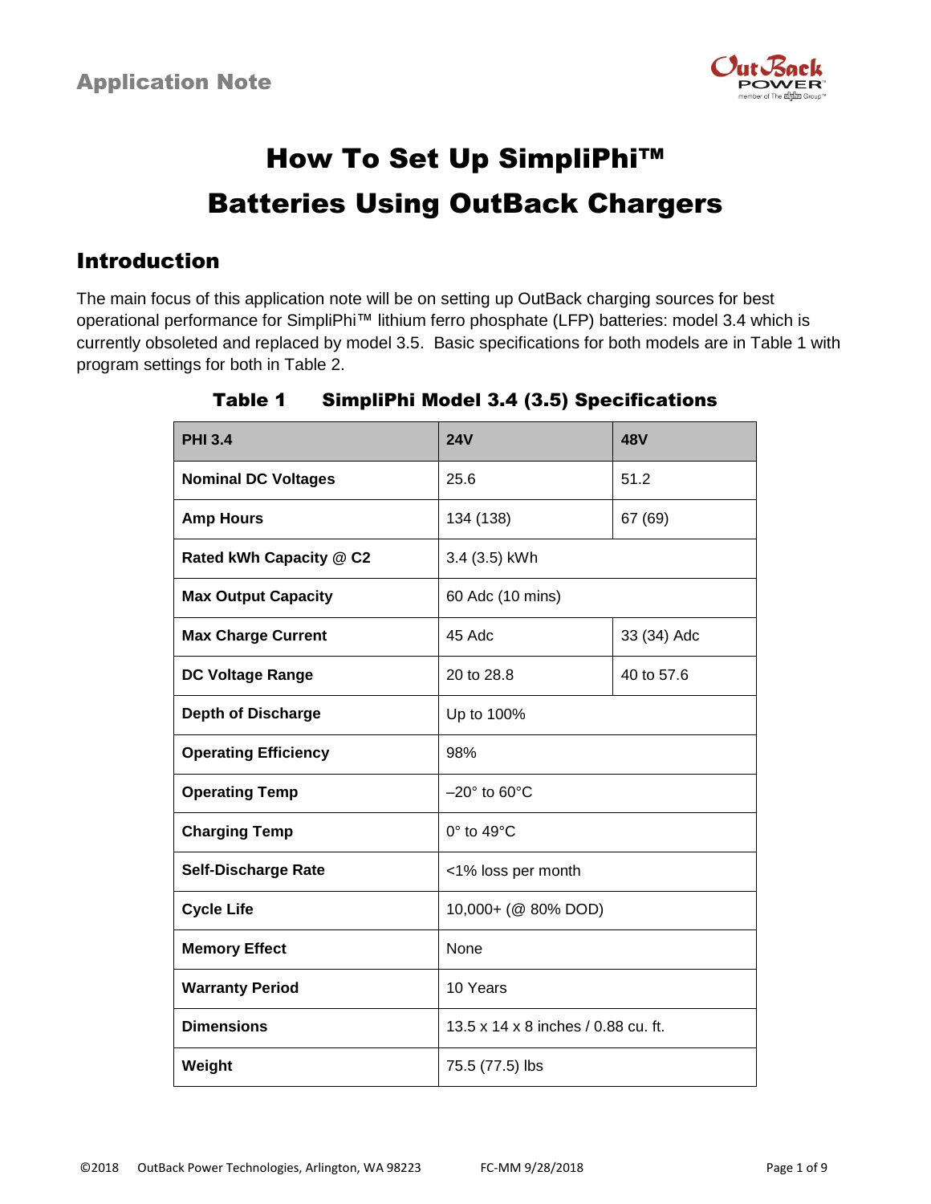Application Note

# How To Set Up SimpliPhi™ Batteries Using OutBack Chargers

## Introduction

The main focus of this application note will be on setting up OutBack charging sources for best operational performance for SimpliPhi™ lithium ferro phosphate (LFP) batteries: model 3.4 which is currently obsoleted and replaced by model 3.5. Basic specifications for both models are in Table 1 with program settings for both in Table 2.

**Table 1 SimpliPhi Model 3.4 (3.5) Specifications**

| PHI 3.4 | 24V | 48V |
|---|---|---|
| **Nominal DC Voltages** | 25.6 | 51.2 |
| **Amp Hours** | 134 (138) | 67 (69) |
| **Rated kWh Capacity @ C2** | 3.4 (3.5) kWh | |
| **Max Output Capacity** | 60 Adc (10 mins) | |
| **Max Charge Current** | 45 Adc | 33 (34) Adc |
| **DC Voltage Range** | 20 to 28.8 | 40 to 57.6 |
| **Depth of Discharge** | Up to 100% | |
| **Operating Efficiency** | 98% | |
| **Operating Temp** | –20° to 60°C | |
| **Charging Temp** | 0° to 49°C | |
| **Self-Discharge Rate** | <1% loss per month | |
| **Cycle Life** | 10,000+ (@ 80% DOD) | |
| **Memory Effect** | None | |
| **Warranty Period** | 10 Years | |
| **Dimensions** | 13.5 x 14 x 8 inches / 0.88 cu. ft. | |
| **Weight** | 75.5 (77.5) lbs | |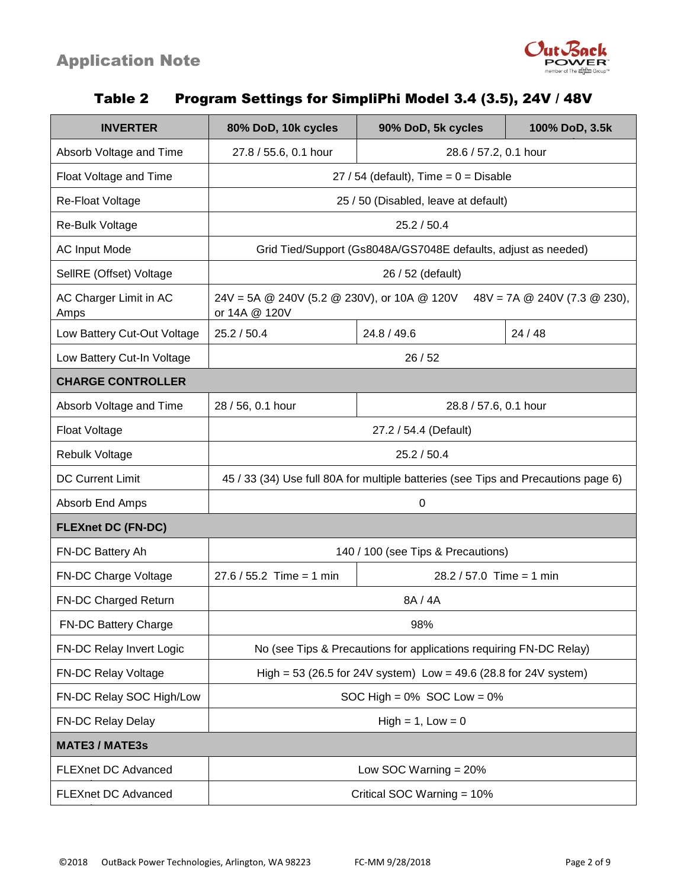### Table 2 Program Settings for SimpliPhi Model 3.4 (3.5), 24V / 48V

| INVERTER | 80% DoD, 10k cycles | 90% DoD, 5k cycles | 100% DoD, 3.5k |
|---|---|---|---|
| Absorb Voltage and Time | 27.8 / 55.6, 0.1 hour | 28.6 / 57.2, 0.1 hour | |
| Float Voltage and Time | 27 / 54 (default), Time = 0 = Disable | | |
| Re-Float Voltage | 25 / 50 (Disabled, leave at default) | | |
| Re-Bulk Voltage | 25.2 / 50.4 | | |
| AC Input Mode | Grid Tied/Support (Gs8048A/GS7048E defaults, adjust as needed) | | |
| SellRE (Offset) Voltage | 26 / 52 (default) | | |
| AC Charger Limit in AC Amps | 24V = 5A @ 240V (5.2 @ 230V), or 10A @ 120V 48V = 7A @ 240V (7.3 @ 230), or 14A @ 120V | | |
| Low Battery Cut-Out Voltage | 25.2 / 50.4 | 24.8 / 49.6 | 24 / 48 |
| Low Battery Cut-In Voltage | 26 / 52 | | |
| **CHARGE CONTROLLER** | | | |
| Absorb Voltage and Time | 28 / 56, 0.1 hour | 28.8 / 57.6, 0.1 hour | |
| Float Voltage | 27.2 / 54.4 (Default) | | |
| Rebulk Voltage | 25.2 / 50.4 | | |
| DC Current Limit | 45 / 33 (34) Use full 80A for multiple batteries (see Tips and Precautions page 6) | | |
| Absorb End Amps | 0 | | |
| **FLEXnet DC (FN-DC)** | | | |
| FN-DC Battery Ah | 140 / 100 (see Tips & Precautions) | | |
| FN-DC Charge Voltage | 27.6 / 55.2 Time = 1 min | 28.2 / 57.0 Time = 1 min | |
| FN-DC Charged Return | 8A / 4A | | |
| FN-DC Battery Charge | 98% | | |
| FN-DC Relay Invert Logic | No (see Tips & Precautions for applications requiring FN-DC Relay) | | |
| FN-DC Relay Voltage | High = 53 (26.5 for 24V system) Low = 49.6 (28.8 for 24V system) | | |
| FN-DC Relay SOC High/Low | SOC High = 0% SOC Low = 0% | | |
| FN-DC Relay Delay | High = 1, Low = 0 | | |
| **MATE3 / MATE3s** | | | |
| FLEXnet DC Advanced | Low SOC Warning = 20% | | |
| FLEXnet DC Advanced | Critical SOC Warning = 10% | | |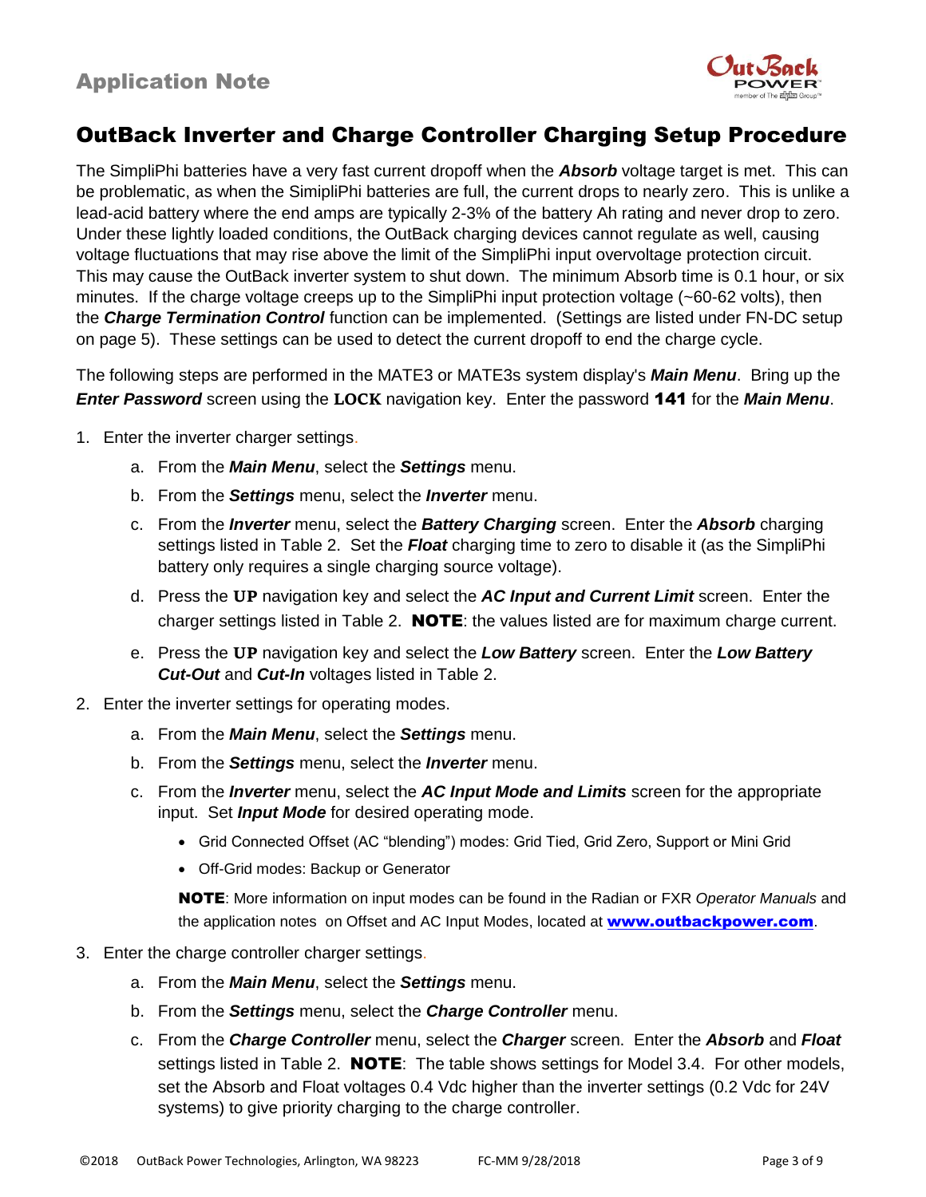## OutBack Inverter and Charge Controller Charging Setup Procedure

The SimpliPhi batteries have a very fast current dropoff when the ***Absorb*** voltage target is met. This can be problematic, as when the SimipliPhi batteries are full, the current drops to nearly zero. This is unlike a lead-acid battery where the end amps are typically 2-3% of the battery Ah rating and never drop to zero. Under these lightly loaded conditions, the OutBack charging devices cannot regulate as well, causing voltage fluctuations that may rise above the limit of the SimpliPhi input overvoltage protection circuit. This may cause the OutBack inverter system to shut down. The minimum Absorb time is 0.1 hour, or six minutes. If the charge voltage creeps up to the SimpliPhi input protection voltage (~60-62 volts), then the ***Charge Termination Control*** function can be implemented. (Settings are listed under FN-DC setup on page 5). These settings can be used to detect the current dropoff to end the charge cycle.

The following steps are performed in the MATE3 or MATE3s system display's ***Main Menu***. Bring up the ***Enter Password*** screen using the **LOCK** navigation key. Enter the password **141** for the ***Main Menu***.

1. Enter the inverter charger settings.
   a. From the ***Main Menu***, select the ***Settings*** menu.
   b. From the ***Settings*** menu, select the ***Inverter*** menu.
   c. From the ***Inverter*** menu, select the ***Battery Charging*** screen. Enter the ***Absorb*** charging settings listed in Table 2. Set the ***Float*** charging time to zero to disable it (as the SimpliPhi battery only requires a single charging source voltage).
   d. Press the **UP** navigation key and select the ***AC Input and Current Limit*** screen. Enter the charger settings listed in Table 2. **NOTE**: the values listed are for maximum charge current.
   e. Press the **UP** navigation key and select the ***Low Battery*** screen. Enter the ***Low Battery Cut-Out*** and ***Cut-In*** voltages listed in Table 2.
2. Enter the inverter settings for operating modes.
   a. From the ***Main Menu***, select the ***Settings*** menu.
   b. From the ***Settings*** menu, select the ***Inverter*** menu.
   c. From the ***Inverter*** menu, select the ***AC Input Mode and Limits*** screen for the appropriate input. Set ***Input Mode*** for desired operating mode.
      - Grid Connected Offset (AC "blending") modes: Grid Tied, Grid Zero, Support or Mini Grid
      - Off-Grid modes: Backup or Generator

      **NOTE**: More information on input modes can be found in the Radian or FXR *Operator Manuals* and the application notes on Offset and AC Input Modes, located at **www.outbackpower.com**.
3. Enter the charge controller charger settings.
   a. From the ***Main Menu***, select the ***Settings*** menu.
   b. From the ***Settings*** menu, select the ***Charge Controller*** menu.
   c. From the ***Charge Controller*** menu, select the ***Charger*** screen. Enter the ***Absorb*** and ***Float*** settings listed in Table 2. **NOTE**: The table shows settings for Model 3.4. For other models, set the Absorb and Float voltages 0.4 Vdc higher than the inverter settings (0.2 Vdc for 24V systems) to give priority charging to the charge controller.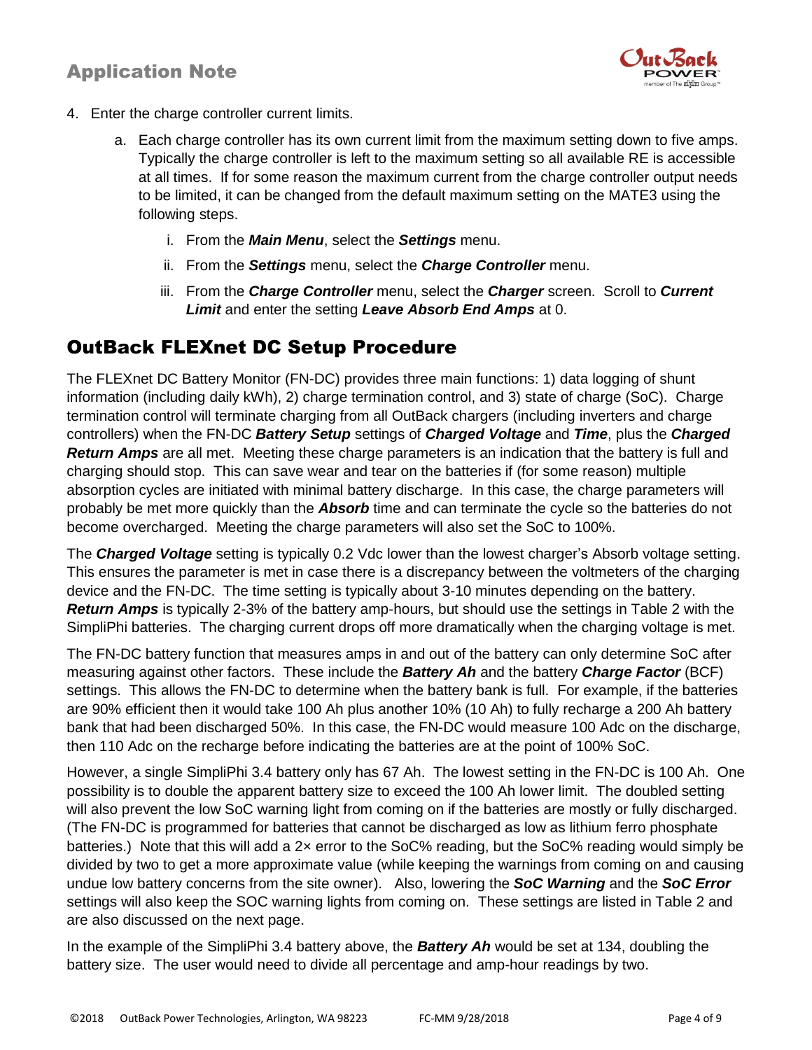4. Enter the charge controller current limits.

   a. Each charge controller has its own current limit from the maximum setting down to five amps. Typically the charge controller is left to the maximum setting so all available RE is accessible at all times. If for some reason the maximum current from the charge controller output needs to be limited, it can be changed from the default maximum setting on the MATE3 using the following steps.

      i. From the ***Main Menu***, select the ***Settings*** menu.

      ii. From the ***Settings*** menu, select the ***Charge Controller*** menu.

      iii. From the ***Charge Controller*** menu, select the ***Charger*** screen. Scroll to ***Current Limit*** and enter the setting ***Leave Absorb End Amps*** at 0.

## OutBack FLEXnet DC Setup Procedure

The FLEXnet DC Battery Monitor (FN-DC) provides three main functions: 1) data logging of shunt information (including daily kWh), 2) charge termination control, and 3) state of charge (SoC). Charge termination control will terminate charging from all OutBack chargers (including inverters and charge controllers) when the FN-DC ***Battery Setup*** settings of ***Charged Voltage*** and ***Time***, plus the ***Charged Return Amps*** are all met. Meeting these charge parameters is an indication that the battery is full and charging should stop. This can save wear and tear on the batteries if (for some reason) multiple absorption cycles are initiated with minimal battery discharge. In this case, the charge parameters will probably be met more quickly than the ***Absorb*** time and can terminate the cycle so the batteries do not become overcharged. Meeting the charge parameters will also set the SoC to 100%.

The ***Charged Voltage*** setting is typically 0.2 Vdc lower than the lowest charger's Absorb voltage setting. This ensures the parameter is met in case there is a discrepancy between the voltmeters of the charging device and the FN-DC. The time setting is typically about 3-10 minutes depending on the battery. ***Return Amps*** is typically 2-3% of the battery amp-hours, but should use the settings in Table 2 with the SimpliPhi batteries. The charging current drops off more dramatically when the charging voltage is met.

The FN-DC battery function that measures amps in and out of the battery can only determine SoC after measuring against other factors. These include the ***Battery Ah*** and the battery ***Charge Factor*** (BCF) settings. This allows the FN-DC to determine when the battery bank is full. For example, if the batteries are 90% efficient then it would take 100 Ah plus another 10% (10 Ah) to fully recharge a 200 Ah battery bank that had been discharged 50%. In this case, the FN-DC would measure 100 Adc on the discharge, then 110 Adc on the recharge before indicating the batteries are at the point of 100% SoC.

However, a single SimpliPhi 3.4 battery only has 67 Ah. The lowest setting in the FN-DC is 100 Ah. One possibility is to double the apparent battery size to exceed the 100 Ah lower limit. The doubled setting will also prevent the low SoC warning light from coming on if the batteries are mostly or fully discharged. (The FN-DC is programmed for batteries that cannot be discharged as low as lithium ferro phosphate batteries.) Note that this will add a 2× error to the SoC% reading, but the SoC% reading would simply be divided by two to get a more approximate value (while keeping the warnings from coming on and causing undue low battery concerns from the site owner). Also, lowering the ***SoC Warning*** and the ***SoC Error*** settings will also keep the SOC warning lights from coming on. These settings are listed in Table 2 and are also discussed on the next page.

In the example of the SimpliPhi 3.4 battery above, the ***Battery Ah*** would be set at 134, doubling the battery size. The user would need to divide all percentage and amp-hour readings by two.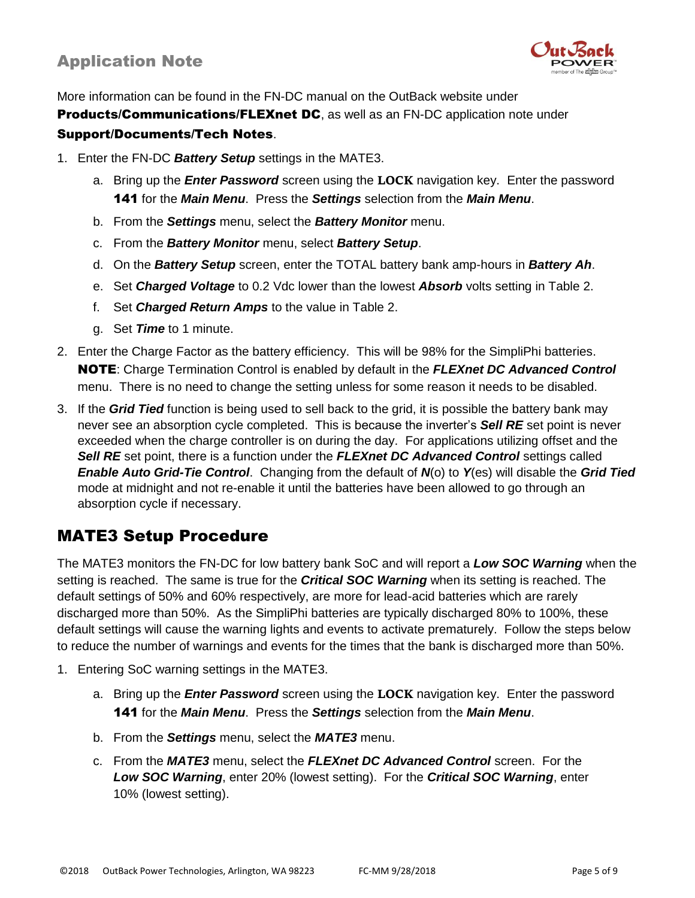More information can be found in the FN-DC manual on the OutBack website under **Products/Communications/FLEXnet DC**, as well as an FN-DC application note under **Support/Documents/Tech Notes**.

1. Enter the FN-DC ***Battery Setup*** settings in the MATE3.
   a. Bring up the ***Enter Password*** screen using the **LOCK** navigation key. Enter the password **141** for the ***Main Menu***. Press the ***Settings*** selection from the ***Main Menu***.
   b. From the ***Settings*** menu, select the ***Battery Monitor*** menu.
   c. From the ***Battery Monitor*** menu, select ***Battery Setup***.
   d. On the ***Battery Setup*** screen, enter the TOTAL battery bank amp-hours in ***Battery Ah***.
   e. Set ***Charged Voltage*** to 0.2 Vdc lower than the lowest ***Absorb*** volts setting in Table 2.
   f. Set ***Charged Return Amps*** to the value in Table 2.
   g. Set ***Time*** to 1 minute.
2. Enter the Charge Factor as the battery efficiency. This will be 98% for the SimpliPhi batteries. **NOTE**: Charge Termination Control is enabled by default in the ***FLEXnet DC Advanced Control*** menu. There is no need to change the setting unless for some reason it needs to be disabled.
3. If the ***Grid Tied*** function is being used to sell back to the grid, it is possible the battery bank may never see an absorption cycle completed. This is because the inverter's ***Sell RE*** set point is never exceeded when the charge controller is on during the day. For applications utilizing offset and the ***Sell RE*** set point, there is a function under the ***FLEXnet DC Advanced Control*** settings called ***Enable Auto Grid-Tie Control***. Changing from the default of ***N***(o) to ***Y***(es) will disable the ***Grid Tied*** mode at midnight and not re-enable it until the batteries have been allowed to go through an absorption cycle if necessary.

## MATE3 Setup Procedure

The MATE3 monitors the FN-DC for low battery bank SoC and will report a ***Low SOC Warning*** when the setting is reached. The same is true for the ***Critical SOC Warning*** when its setting is reached. The default settings of 50% and 60% respectively, are more for lead-acid batteries which are rarely discharged more than 50%. As the SimpliPhi batteries are typically discharged 80% to 100%, these default settings will cause the warning lights and events to activate prematurely. Follow the steps below to reduce the number of warnings and events for the times that the bank is discharged more than 50%.

1. Entering SoC warning settings in the MATE3.
   a. Bring up the ***Enter Password*** screen using the **LOCK** navigation key. Enter the password **141** for the ***Main Menu***. Press the ***Settings*** selection from the ***Main Menu***.
   b. From the ***Settings*** menu, select the ***MATE3*** menu.
   c. From the ***MATE3*** menu, select the ***FLEXnet DC Advanced Control*** screen. For the ***Low SOC Warning***, enter 20% (lowest setting). For the ***Critical SOC Warning***, enter 10% (lowest setting).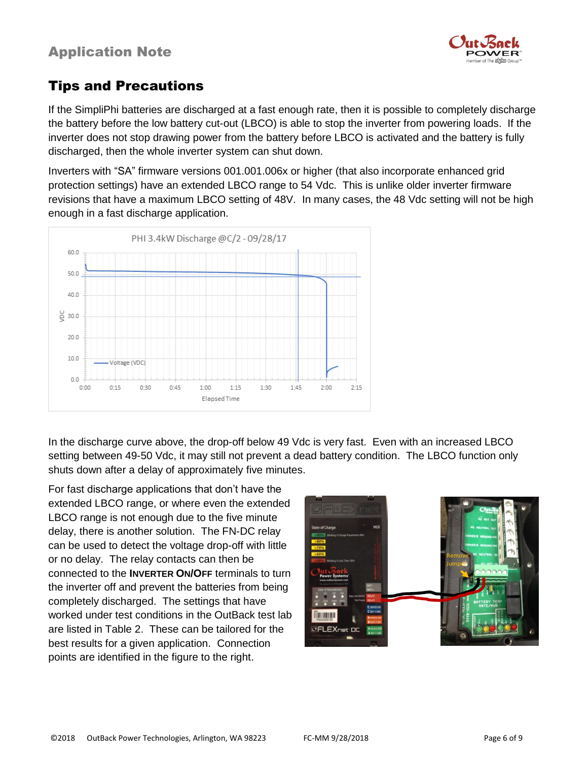## Tips and Precautions

If the SimpliPhi batteries are discharged at a fast enough rate, then it is possible to completely discharge the battery before the low battery cut-out (LBCO) is able to stop the inverter from powering loads. If the inverter does not stop drawing power from the battery before LBCO is activated and the battery is fully discharged, then the whole inverter system can shut down.

Inverters with "SA" firmware versions 001.001.006x or higher (that also incorporate enhanced grid protection settings) have an extended LBCO range to 54 Vdc. This is unlike older inverter firmware revisions that have a maximum LBCO setting of 48V. In many cases, the 48 Vdc setting will not be high enough in a fast discharge application.

In the discharge curve above, the drop-off below 49 Vdc is very fast. Even with an increased LBCO setting between 49-50 Vdc, it may still not prevent a dead battery condition. The LBCO function only shuts down after a delay of approximately five minutes.

For fast discharge applications that don't have the extended LBCO range, or where even the extended LBCO range is not enough due to the five minute delay, there is another solution. The FN-DC relay can be used to detect the voltage drop-off with little or no delay. The relay contacts can then be connected to the **INVERTER ON/OFF** terminals to turn the inverter off and prevent the batteries from being completely discharged. The settings that have worked under test conditions in the OutBack test lab are listed in Table 2. These can be tailored for the best results for a given application. Connection points are identified in the figure to the right.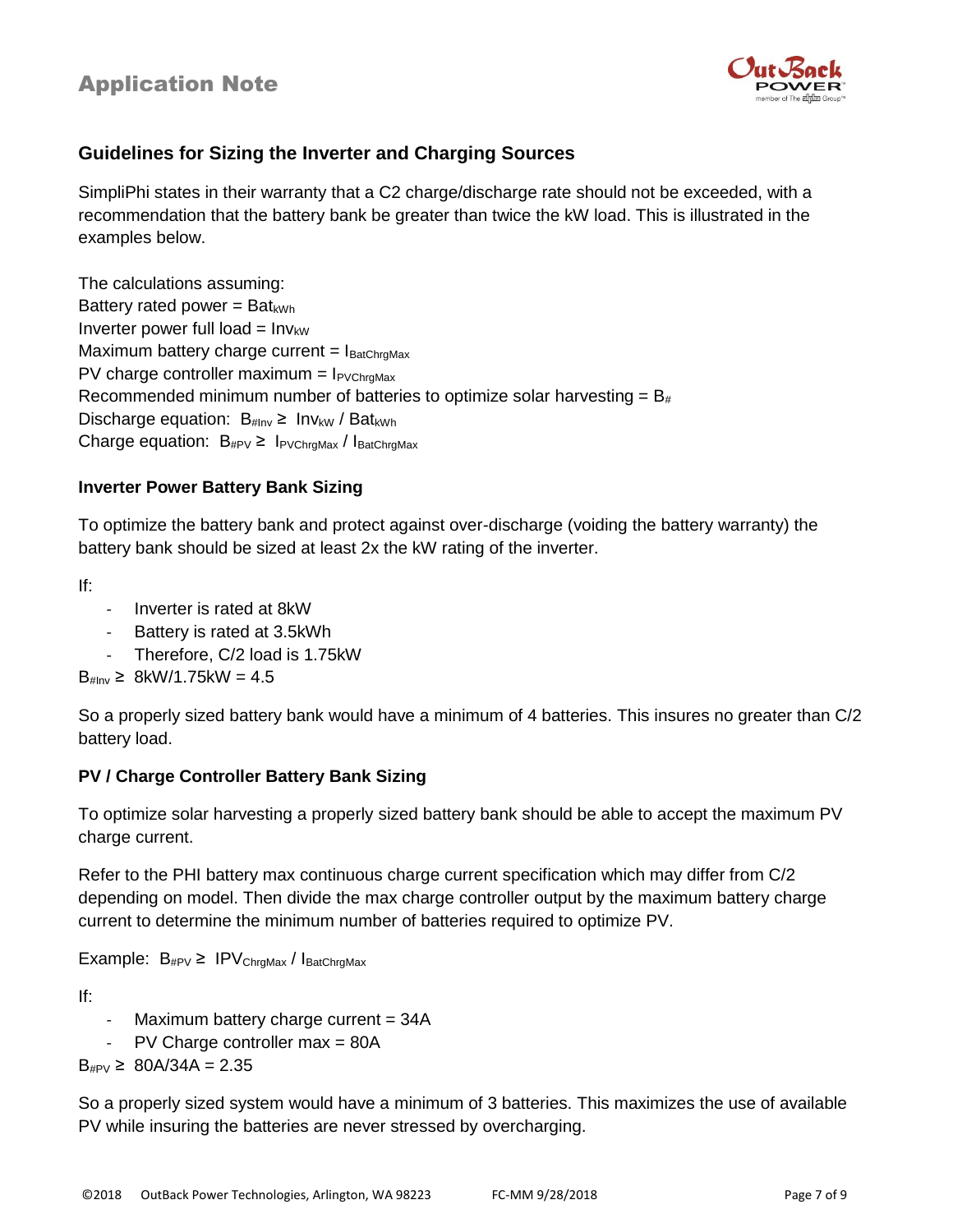## Guidelines for Sizing the Inverter and Charging Sources

SimpliPhi states in their warranty that a C2 charge/discharge rate should not be exceeded, with a recommendation that the battery bank be greater than twice the kW load. This is illustrated in the examples below.

The calculations assuming:
Battery rated power = $Bat_{kWh}$
Inverter power full load = $Inv_{kW}$
Maximum battery charge current = $I_{BatChrgMax}$
PV charge controller maximum = $I_{PVChrgMax}$
Recommended minimum number of batteries to optimize solar harvesting = $B_{\#}$
Discharge equation: $B_{\#Inv} \geq Inv_{kW} / Bat_{kWh}$
Charge equation: $B_{\#PV} \geq I_{PVChrgMax} / I_{BatChrgMax}$

### Inverter Power Battery Bank Sizing

To optimize the battery bank and protect against over-discharge (voiding the battery warranty) the battery bank should be sized at least 2x the kW rating of the inverter.

If:

- Inverter is rated at 8kW
- Battery is rated at 3.5kWh
- Therefore, C/2 load is 1.75kW

$B_{\#Inv} \geq$ 8kW/1.75kW = 4.5

So a properly sized battery bank would have a minimum of 4 batteries. This insures no greater than C/2 battery load.

### PV / Charge Controller Battery Bank Sizing

To optimize solar harvesting a properly sized battery bank should be able to accept the maximum PV charge current.

Refer to the PHI battery max continuous charge current specification which may differ from C/2 depending on model. Then divide the max charge controller output by the maximum battery charge current to determine the minimum number of batteries required to optimize PV.

Example: $B_{\#PV} \geq IPV_{ChrgMax} / I_{BatChrgMax}$

If:

- Maximum battery charge current = 34A
- PV Charge controller max = 80A

$B_{\#PV} \geq$ 80A/34A = 2.35

So a properly sized system would have a minimum of 3 batteries. This maximizes the use of available PV while insuring the batteries are never stressed by overcharging.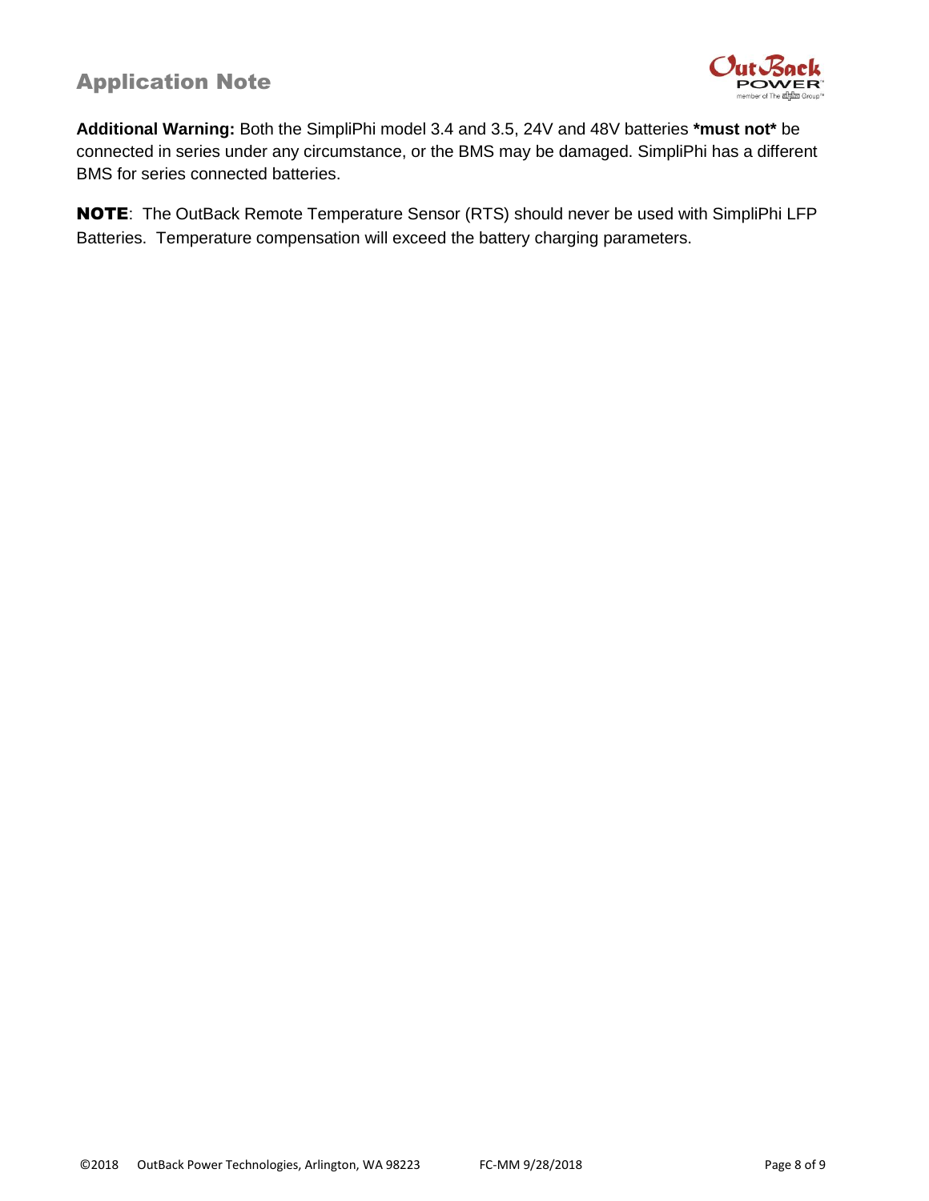**Additional Warning:** Both the SimpliPhi model 3.4 and 3.5, 24V and 48V batteries ***must not*** be connected in series under any circumstance, or the BMS may be damaged. SimpliPhi has a different BMS for series connected batteries.

**NOTE**: The OutBack Remote Temperature Sensor (RTS) should never be used with SimpliPhi LFP Batteries. Temperature compensation will exceed the battery charging parameters.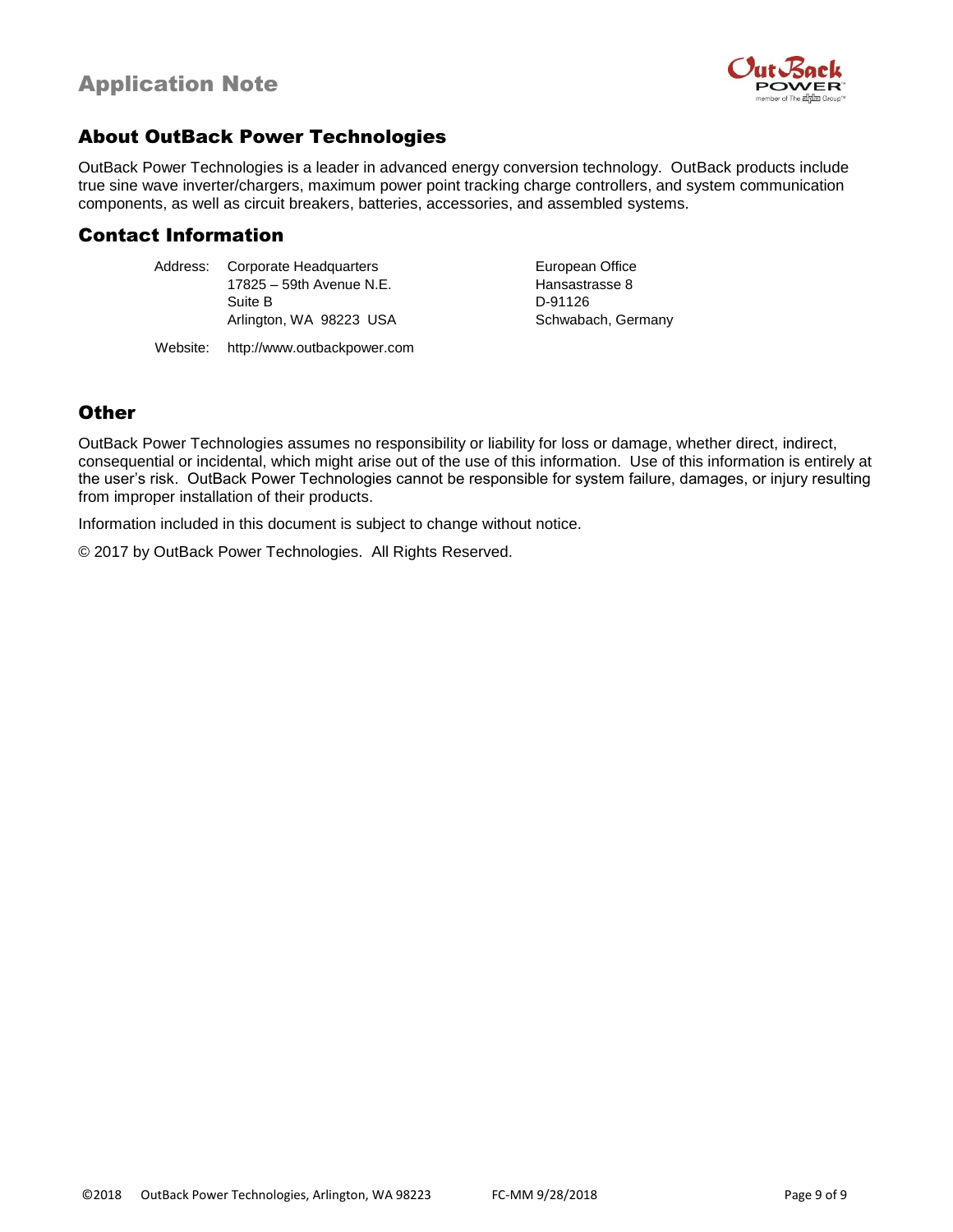## About OutBack Power Technologies

OutBack Power Technologies is a leader in advanced energy conversion technology. OutBack products include true sine wave inverter/chargers, maximum power point tracking charge controllers, and system communication components, as well as circuit breakers, batteries, accessories, and assembled systems.

## Contact Information

| | | |
|---|---|---|
| Address: | Corporate Headquarters<br>17825 – 59th Avenue N.E.<br>Suite B<br>Arlington, WA 98223 USA | European Office<br>Hansastrasse 8<br>D-91126<br>Schwabach, Germany |
| Website: | http://www.outbackpower.com | |

## Other

OutBack Power Technologies assumes no responsibility or liability for loss or damage, whether direct, indirect, consequential or incidental, which might arise out of the use of this information. Use of this information is entirely at the user's risk. OutBack Power Technologies cannot be responsible for system failure, damages, or injury resulting from improper installation of their products.

Information included in this document is subject to change without notice.

© 2017 by OutBack Power Technologies. All Rights Reserved.